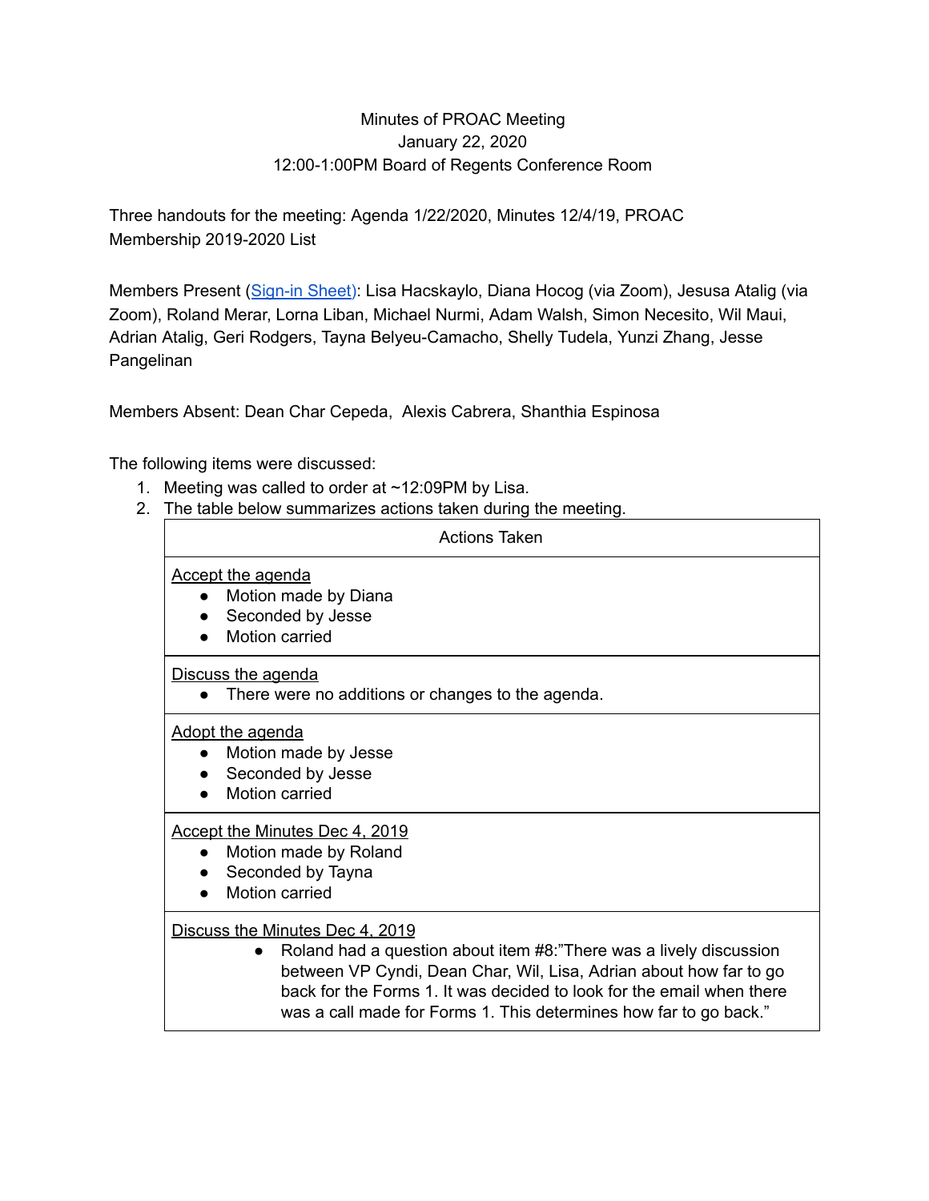Minutes of PROAC Meeting
January 22, 2020
12:00-1:00PM Board of Regents Conference Room

Three handouts for the meeting: Agenda 1/22/2020, Minutes 12/4/19, PROAC Membership 2019-2020 List

Members Present (Sign-in Sheet): Lisa Hacskaylo, Diana Hocog (via Zoom), Jesusa Atalig (via Zoom), Roland Merar, Lorna Liban, Michael Nurmi, Adam Walsh, Simon Necesito, Wil Maui, Adrian Atalig, Geri Rodgers, Tayna Belyeu-Camacho, Shelly Tudela, Yunzi Zhang, Jesse Pangelinan

Members Absent: Dean Char Cepeda, Alexis Cabrera, Shanthia Espinosa

The following items were discussed:

1. Meeting was called to order at ~12:09PM by Lisa.
2. The table below summarizes actions taken during the meeting.

| Actions Taken |
|---|
| <u>Accept the agenda</u><br>• Motion made by Diana<br>• Seconded by Jesse<br>• Motion carried |
| <u>Discuss the agenda</u><br>• There were no additions or changes to the agenda. |
| <u>Adopt the agenda</u><br>• Motion made by Jesse<br>• Seconded by Jesse<br>• Motion carried |
| <u>Accept the Minutes Dec 4, 2019</u><br>• Motion made by Roland<br>• Seconded by Tayna<br>• Motion carried |
| <u>Discuss the Minutes Dec 4, 2019</u><br>• Roland had a question about item #8:"There was a lively discussion between VP Cyndi, Dean Char, Wil, Lisa, Adrian about how far to go back for the Forms 1. It was decided to look for the email when there was a call made for Forms 1. This determines how far to go back." |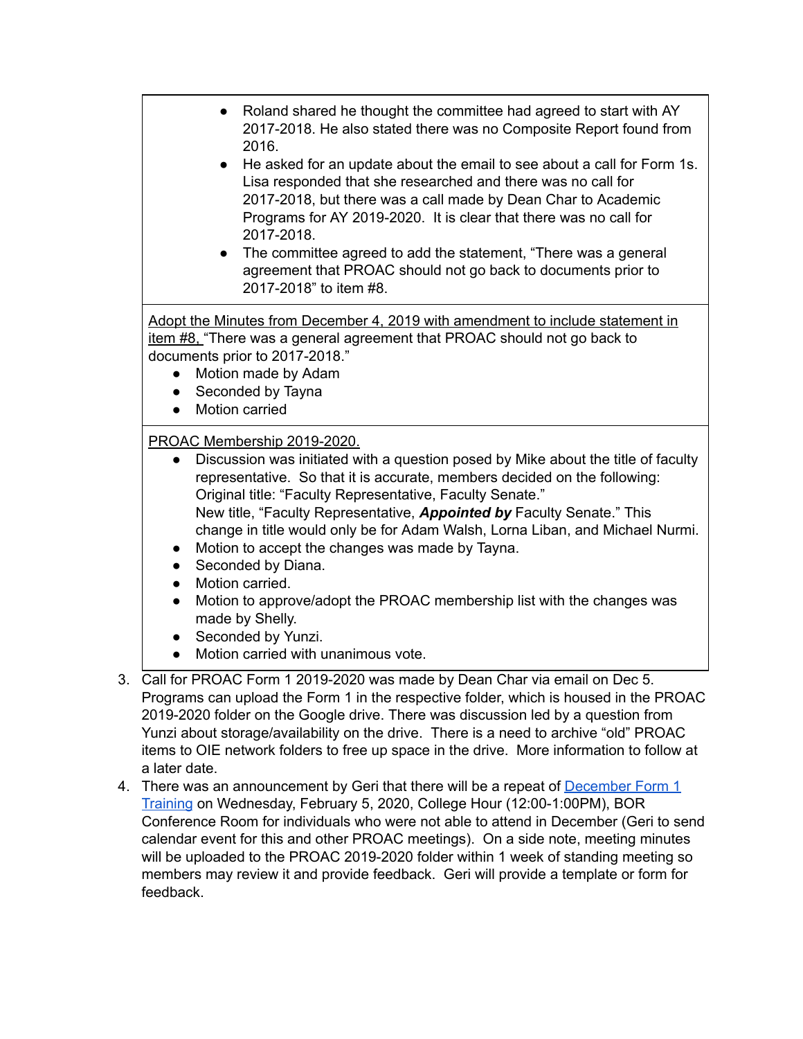- Roland shared he thought the committee had agreed to start with AY 2017-2018. He also stated there was no Composite Report found from 2016.
- He asked for an update about the email to see about a call for Form 1s. Lisa responded that she researched and there was no call for 2017-2018, but there was a call made by Dean Char to Academic Programs for AY 2019-2020. It is clear that there was no call for 2017-2018.
- The committee agreed to add the statement, "There was a general agreement that PROAC should not go back to documents prior to 2017-2018" to item #8.

<u>Adopt the Minutes from December 4, 2019 with amendment to include statement in item #8,</u> "There was a general agreement that PROAC should not go back to documents prior to 2017-2018."

- Motion made by Adam
- Seconded by Tayna
- Motion carried

<u>PROAC Membership 2019-2020.</u>

- Discussion was initiated with a question posed by Mike about the title of faculty representative. So that it is accurate, members decided on the following: Original title: "Faculty Representative, Faculty Senate." New title, "Faculty Representative, ***Appointed by*** Faculty Senate." This change in title would only be for Adam Walsh, Lorna Liban, and Michael Nurmi.
- Motion to accept the changes was made by Tayna.
- Seconded by Diana.
- Motion carried.
- Motion to approve/adopt the PROAC membership list with the changes was made by Shelly.
- Seconded by Yunzi.
- Motion carried with unanimous vote.

3. Call for PROAC Form 1 2019-2020 was made by Dean Char via email on Dec 5. Programs can upload the Form 1 in the respective folder, which is housed in the PROAC 2019-2020 folder on the Google drive. There was discussion led by a question from Yunzi about storage/availability on the drive. There is a need to archive "old" PROAC items to OIE network folders to free up space in the drive. More information to follow at a later date.
4. There was an announcement by Geri that there will be a repeat of [December Form 1 Training]() on Wednesday, February 5, 2020, College Hour (12:00-1:00PM), BOR Conference Room for individuals who were not able to attend in December (Geri to send calendar event for this and other PROAC meetings). On a side note, meeting minutes will be uploaded to the PROAC 2019-2020 folder within 1 week of standing meeting so members may review it and provide feedback. Geri will provide a template or form for feedback.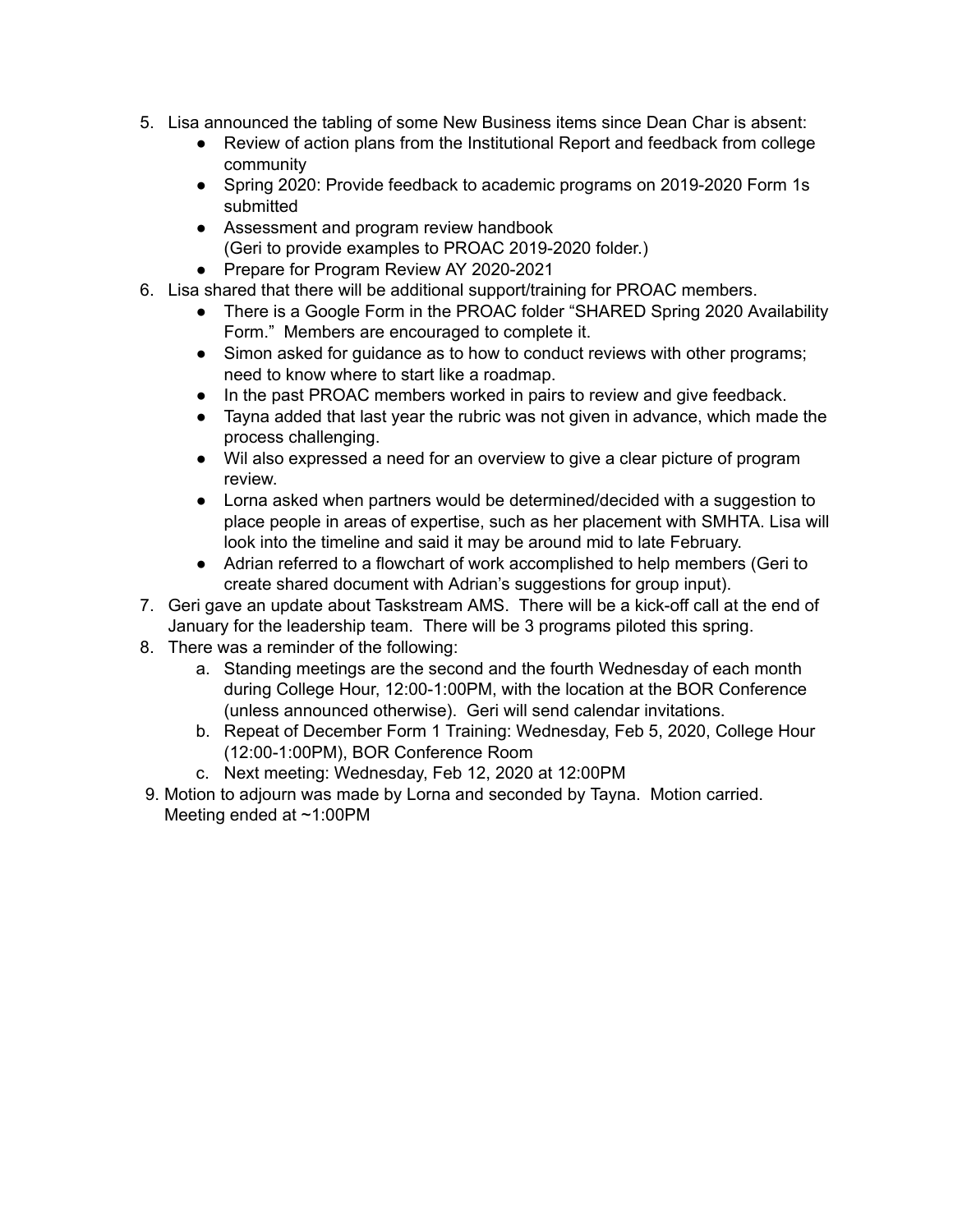5. Lisa announced the tabling of some New Business items since Dean Char is absent:
    - Review of action plans from the Institutional Report and feedback from college community
    - Spring 2020: Provide feedback to academic programs on 2019-2020 Form 1s submitted
    - Assessment and program review handbook
      (Geri to provide examples to PROAC 2019-2020 folder.)
    - Prepare for Program Review AY 2020-2021
6. Lisa shared that there will be additional support/training for PROAC members.
    - There is a Google Form in the PROAC folder "SHARED Spring 2020 Availability Form." Members are encouraged to complete it.
    - Simon asked for guidance as to how to conduct reviews with other programs; need to know where to start like a roadmap.
    - In the past PROAC members worked in pairs to review and give feedback.
    - Tayna added that last year the rubric was not given in advance, which made the process challenging.
    - Wil also expressed a need for an overview to give a clear picture of program review.
    - Lorna asked when partners would be determined/decided with a suggestion to place people in areas of expertise, such as her placement with SMHTA. Lisa will look into the timeline and said it may be around mid to late February.
    - Adrian referred to a flowchart of work accomplished to help members (Geri to create shared document with Adrian's suggestions for group input).
7. Geri gave an update about Taskstream AMS. There will be a kick-off call at the end of January for the leadership team. There will be 3 programs piloted this spring.
8. There was a reminder of the following:
    a. Standing meetings are the second and the fourth Wednesday of each month during College Hour, 12:00-1:00PM, with the location at the BOR Conference (unless announced otherwise). Geri will send calendar invitations.
    b. Repeat of December Form 1 Training: Wednesday, Feb 5, 2020, College Hour (12:00-1:00PM), BOR Conference Room
    c. Next meeting: Wednesday, Feb 12, 2020 at 12:00PM
9. Motion to adjourn was made by Lorna and seconded by Tayna. Motion carried. Meeting ended at ~1:00PM